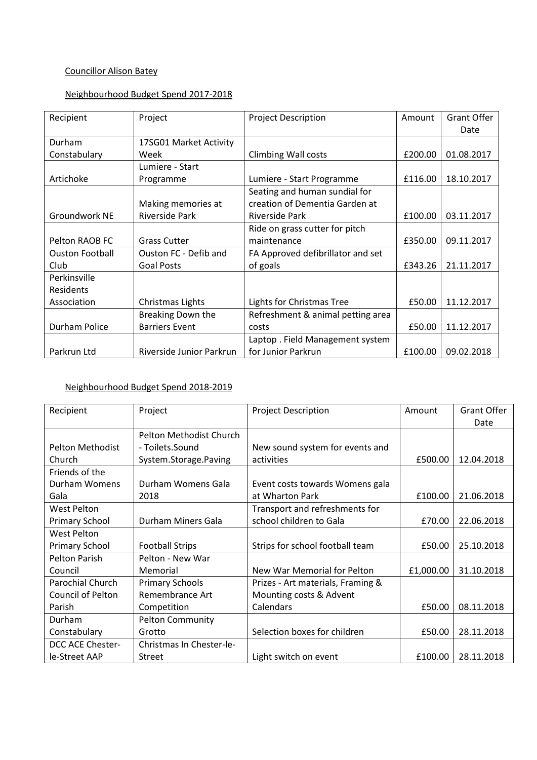Councillor Alison Batey

Neighbourhood Budget Spend 2017-2018

| Recipient | Project | Project Description | Amount | Grant Offer Date |
|---|---|---|---|---|
| Durham Constabulary | 17SG01 Market Activity Week | Climbing Wall costs | £200.00 | 01.08.2017 |
| Artichoke | Lumiere - Start Programme | Lumiere - Start Programme | £116.00 | 18.10.2017 |
| Groundwork NE | Making memories at Riverside Park | Seating and human sundial for creation of Dementia Garden at Riverside Park | £100.00 | 03.11.2017 |
| Pelton RAOB FC | Grass Cutter | Ride on grass cutter for pitch maintenance | £350.00 | 09.11.2017 |
| Ouston Football Club | Ouston FC - Defib and Goal Posts | FA Approved defibrillator and set of goals | £343.26 | 21.11.2017 |
| Perkinsville Residents Association | Christmas Lights | Lights for Christmas Tree | £50.00 | 11.12.2017 |
| Durham Police | Breaking Down the Barriers Event | Refreshment & animal petting area costs | £50.00 | 11.12.2017 |
| Parkrun Ltd | Riverside Junior Parkrun | Laptop . Field Management system for Junior Parkrun | £100.00 | 09.02.2018 |

Neighbourhood Budget Spend 2018-2019

| Recipient | Project | Project Description | Amount | Grant Offer Date |
|---|---|---|---|---|
| Pelton Methodist Church | Pelton Methodist Church - Toilets.Sound System.Storage.Paving | New sound system for events and activities | £500.00 | 12.04.2018 |
| Friends of the Durham Womens Gala | Durham Womens Gala 2018 | Event costs towards Womens gala at Wharton Park | £100.00 | 21.06.2018 |
| West Pelton Primary School | Durham Miners Gala | Transport and refreshments for school children to Gala | £70.00 | 22.06.2018 |
| West Pelton Primary School | Football Strips | Strips for school football team | £50.00 | 25.10.2018 |
| Pelton Parish Council | Pelton - New War Memorial | New War Memorial for Pelton | £1,000.00 | 31.10.2018 |
| Parochial Church Council of Pelton Parish | Primary Schools Remembrance Art Competition | Prizes - Art materials, Framing & Mounting costs & Advent Calendars | £50.00 | 08.11.2018 |
| Durham Constabulary | Pelton Community Grotto | Selection boxes for children | £50.00 | 28.11.2018 |
| DCC ACE Chester-le-Street AAP | Christmas In Chester-le-Street | Light switch on event | £100.00 | 28.11.2018 |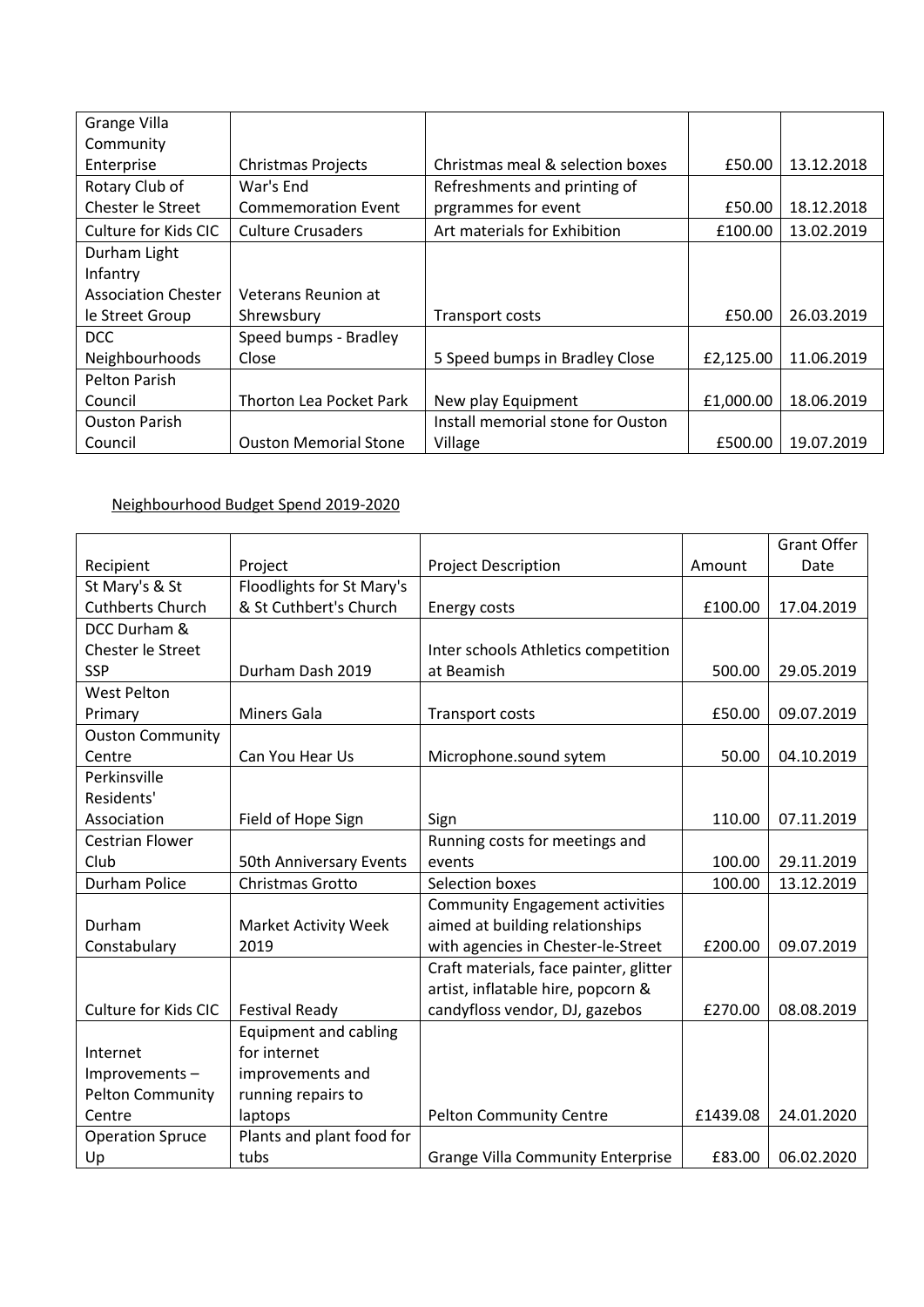| Grange Villa Community Enterprise | Christmas Projects | Christmas meal & selection boxes | £50.00 | 13.12.2018 |
|---|---|---|---|---|
| Rotary Club of Chester le Street | War's End Commemoration Event | Refreshments and printing of prgrammes for event | £50.00 | 18.12.2018 |
| Culture for Kids CIC | Culture Crusaders | Art materials for Exhibition | £100.00 | 13.02.2019 |
| Durham Light Infantry Association Chester le Street Group | Veterans Reunion at Shrewsbury | Transport costs | £50.00 | 26.03.2019 |
| DCC Neighbourhoods | Speed bumps - Bradley Close | 5 Speed bumps in Bradley Close | £2,125.00 | 11.06.2019 |
| Pelton Parish Council | Thorton Lea Pocket Park | New play Equipment | £1,000.00 | 18.06.2019 |
| Ouston Parish Council | Ouston Memorial Stone | Install memorial stone for Ouston Village | £500.00 | 19.07.2019 |

Neighbourhood Budget Spend 2019-2020

| Recipient | Project | Project Description | Amount | Grant Offer Date |
|---|---|---|---|---|
| St Mary's & St Cuthberts Church | Floodlights for St Mary's & St Cuthbert's Church | Energy costs | £100.00 | 17.04.2019 |
| DCC Durham & Chester le Street SSP | Durham Dash 2019 | Inter schools Athletics competition at Beamish | 500.00 | 29.05.2019 |
| West Pelton Primary | Miners Gala | Transport costs | £50.00 | 09.07.2019 |
| Ouston Community Centre | Can You Hear Us | Microphone.sound sytem | 50.00 | 04.10.2019 |
| Perkinsville Residents' Association | Field of Hope Sign | Sign | 110.00 | 07.11.2019 |
| Cestrian Flower Club | 50th Anniversary Events | Running costs for meetings and events | 100.00 | 29.11.2019 |
| Durham Police | Christmas Grotto | Selection boxes | 100.00 | 13.12.2019 |
| Durham Constabulary | Market Activity Week 2019 | Community Engagement activities aimed at building relationships with agencies in Chester-le-Street | £200.00 | 09.07.2019 |
| Culture for Kids CIC | Festival Ready | Craft materials, face painter, glitter artist, inflatable hire, popcorn & candyfloss vendor, DJ, gazebos | £270.00 | 08.08.2019 |
| Internet Improvements – Pelton Community Centre | Equipment and cabling for internet improvements and running repairs to laptops | Pelton Community Centre | £1439.08 | 24.01.2020 |
| Operation Spruce Up | Plants and plant food for tubs | Grange Villa Community Enterprise | £83.00 | 06.02.2020 |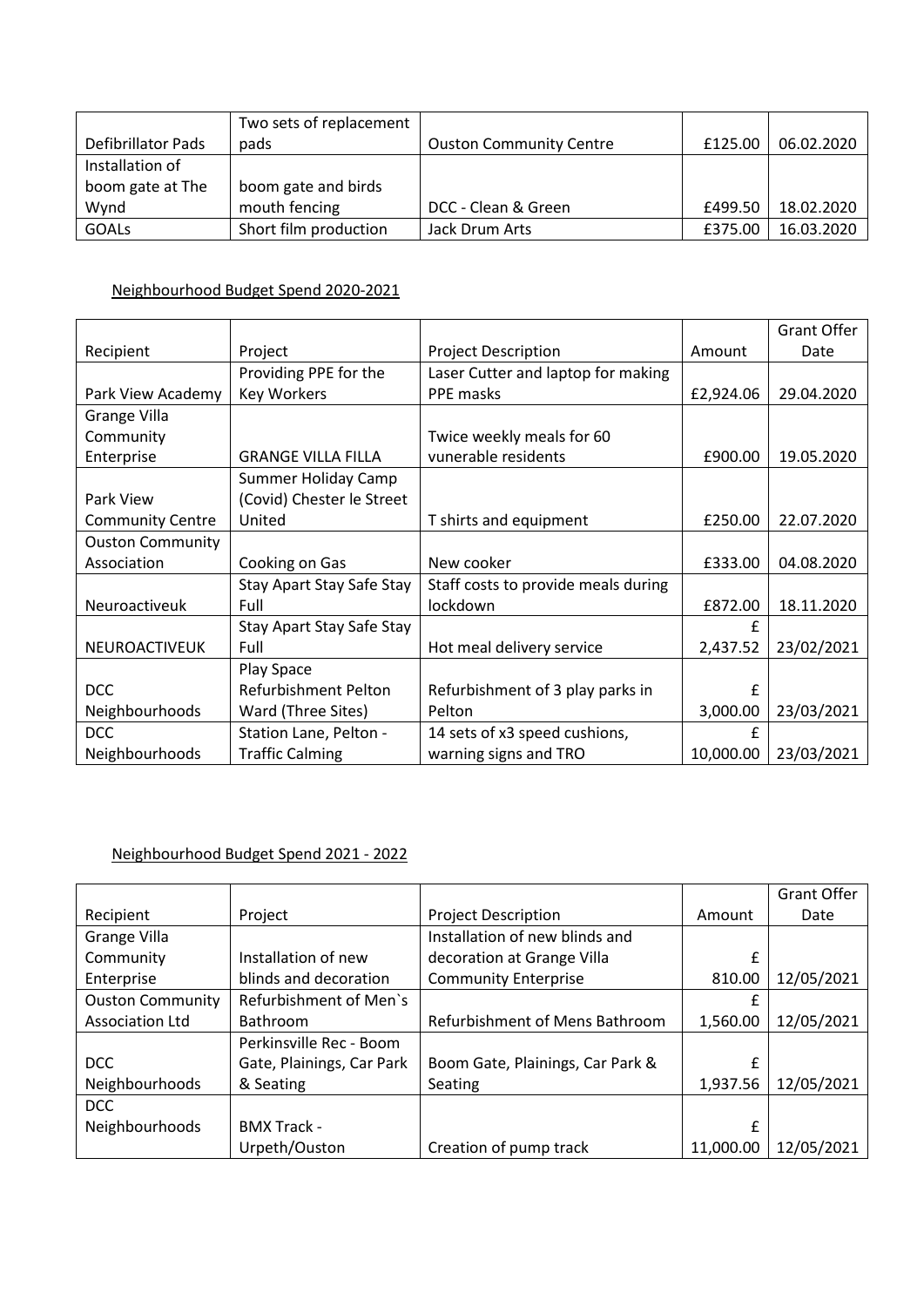| Defibrillator Pads | Two sets of replacement pads | Ouston Community Centre | £125.00 | 06.02.2020 |
|---|---|---|---|---|
| Installation of boom gate at The Wynd | boom gate and birds mouth fencing | DCC - Clean & Green | £499.50 | 18.02.2020 |
| GOALs | Short film production | Jack Drum Arts | £375.00 | 16.03.2020 |

## Neighbourhood Budget Spend 2020-2021

| Recipient | Project | Project Description | Amount | Grant Offer Date |
|---|---|---|---|---|
| Park View Academy | Providing PPE for the Key Workers | Laser Cutter and laptop for making PPE masks | £2,924.06 | 29.04.2020 |
| Grange Villa Community Enterprise | GRANGE VILLA FILLA | Twice weekly meals for 60 vunerable residents | £900.00 | 19.05.2020 |
| Park View Community Centre | Summer Holiday Camp (Covid) Chester le Street United | T shirts and equipment | £250.00 | 22.07.2020 |
| Ouston Community Association | Cooking on Gas | New cooker | £333.00 | 04.08.2020 |
| Neuroactiveuk | Stay Apart Stay Safe Stay Full | Staff costs to provide meals during lockdown | £872.00 | 18.11.2020 |
| NEUROACTIVEUK | Stay Apart Stay Safe Stay Full | Hot meal delivery service | £ 2,437.52 | 23/02/2021 |
| DCC Neighbourhoods | Play Space Refurbishment Pelton Ward (Three Sites) | Refurbishment of 3 play parks in Pelton | £ 3,000.00 | 23/03/2021 |
| DCC Neighbourhoods | Station Lane, Pelton - Traffic Calming | 14 sets of x3 speed cushions, warning signs and TRO | £ 10,000.00 | 23/03/2021 |

## Neighbourhood Budget Spend 2021 - 2022

| Recipient | Project | Project Description | Amount | Grant Offer Date |
|---|---|---|---|---|
| Grange Villa Community Enterprise | Installation of new blinds and decoration | Installation of new blinds and decoration at Grange Villa Community Enterprise | £ 810.00 | 12/05/2021 |
| Ouston Community Association Ltd | Refurbishment of Men`s Bathroom | Refurbishment of Mens Bathroom | £ 1,560.00 | 12/05/2021 |
| DCC Neighbourhoods | Perkinsville Rec - Boom Gate, Plainings, Car Park & Seating | Boom Gate, Plainings, Car Park & Seating | £ 1,937.56 | 12/05/2021 |
| DCC Neighbourhoods | BMX Track - Urpeth/Ouston | Creation of pump track | £ 11,000.00 | 12/05/2021 |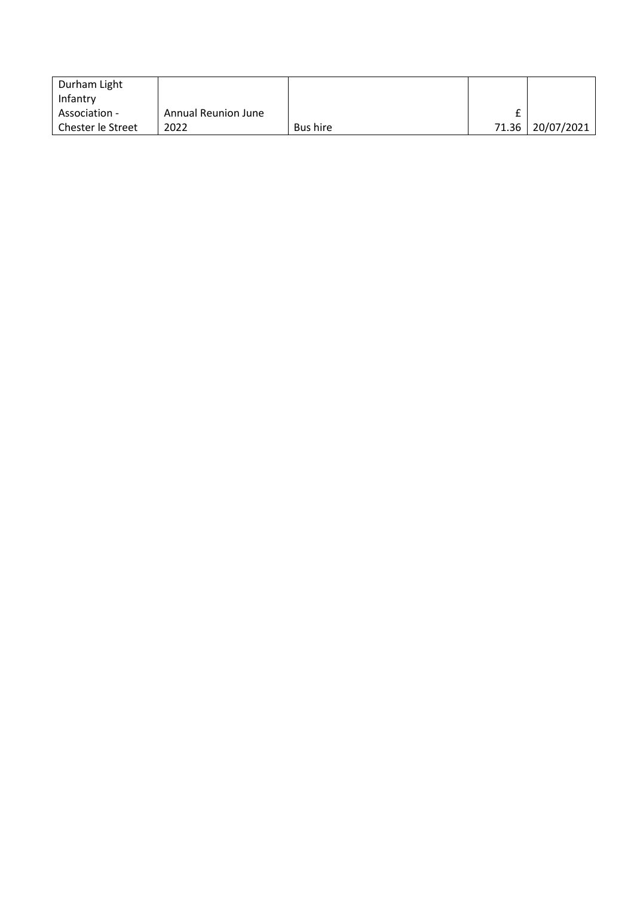| | | | | |
|---|---|---|---|---|
| Durham Light Infantry Association - Chester le Street | Annual Reunion June 2022 | Bus hire | £ 71.36 | 20/07/2021 |